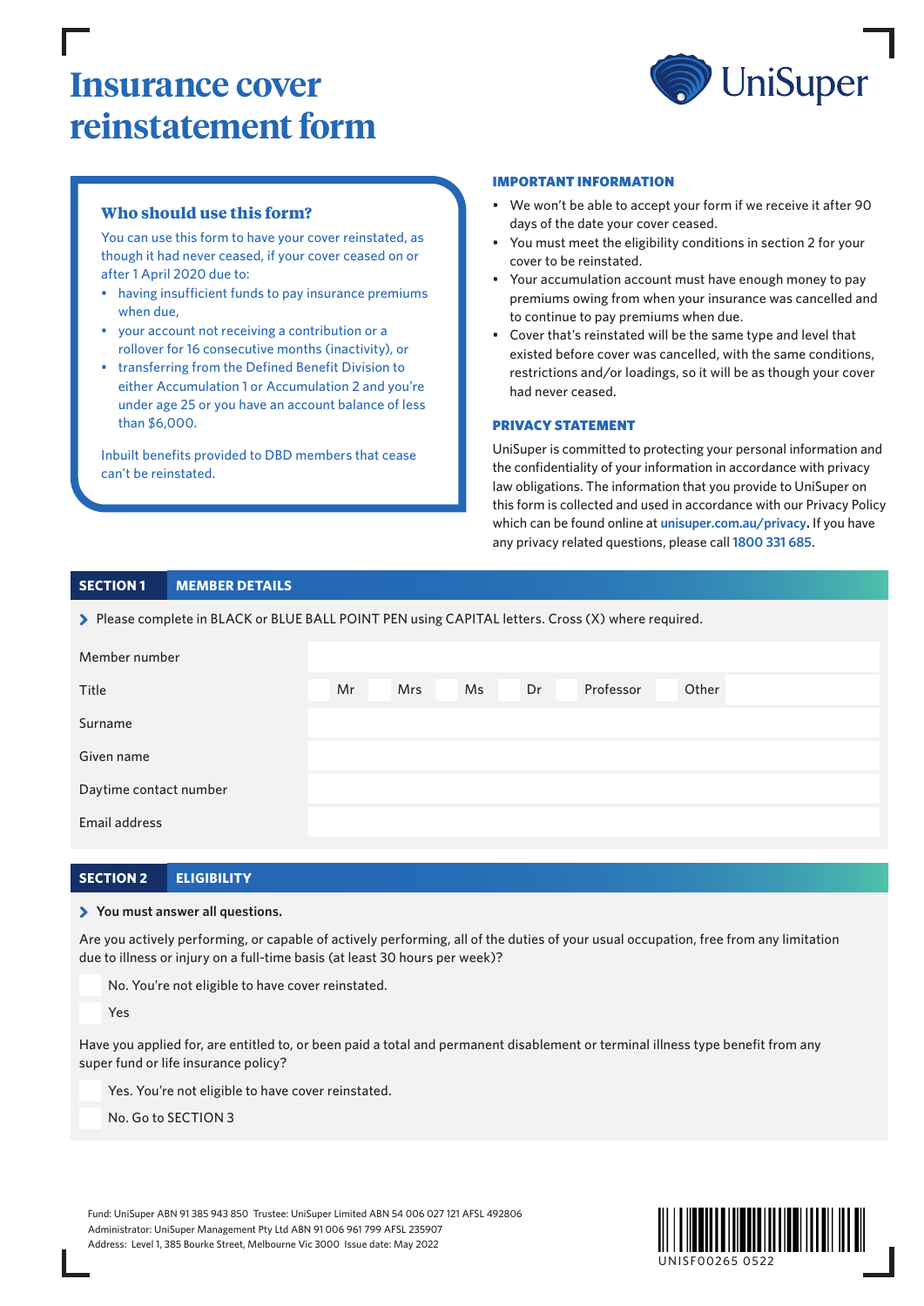# Insurance cover reinstatement form

UniSuper

### Who should use this form?

You can use this form to have your cover reinstated, as though it had never ceased, if your cover ceased on or after 1 April 2020 due to:

- having insufficient funds to pay insurance premiums when due,
- your account not receiving a contribution or a rollover for 16 consecutive months (inactivity), or
- transferring from the Defined Benefit Division to either Accumulation 1 or Accumulation 2 and you're under age 25 or you have an account balance of less than $6,000.

Inbuilt benefits provided to DBD members that cease can't be reinstated.

### IMPORTANT INFORMATION

- We won't be able to accept your form if we receive it after 90 days of the date your cover ceased.
- You must meet the eligibility conditions in section 2 for your cover to be reinstated.
- Your accumulation account must have enough money to pay premiums owing from when your insurance was cancelled and to continue to pay premiums when due.
- Cover that's reinstated will be the same type and level that existed before cover was cancelled, with the same conditions, restrictions and/or loadings, so it will be as though your cover had never ceased.

### PRIVACY STATEMENT

UniSuper is committed to protecting your personal information and the confidentiality of your information in accordance with privacy law obligations. The information that you provide to UniSuper on this form is collected and used in accordance with our Privacy Policy which can be found online at **unisuper.com.au/privacy**. If you have any privacy related questions, please call **1800 331 685**.

## SECTION 1 MEMBER DETAILS

> Please complete in BLACK or BLUE BALL POINT PEN using CAPITAL letters. Cross (X) where required.

| | |
|---|---|
| Member number | |
| Title | ☐ Mr ☐ Mrs ☐ Ms ☐ Dr ☐ Professor ☐ Other |
| Surname | |
| Given name | |
| Daytime contact number | |
| Email address | |

## SECTION 2 ELIGIBILITY

> **You must answer all questions.**

Are you actively performing, or capable of actively performing, all of the duties of your usual occupation, free from any limitation due to illness or injury on a full-time basis (at least 30 hours per week)?

☐ No. You're not eligible to have cover reinstated.

☐ Yes

Have you applied for, are entitled to, or been paid a total and permanent disablement or terminal illness type benefit from any super fund or life insurance policy?

☐ Yes. You're not eligible to have cover reinstated.

☐ No. Go to SECTION 3

Fund: UniSuper ABN 91 385 943 850 Trustee: UniSuper Limited ABN 54 006 027 121 AFSL 492806
Administrator: UniSuper Management Pty Ltd ABN 91 006 961 799 AFSL 235907
Address: Level 1, 385 Bourke Street, Melbourne Vic 3000 Issue date: May 2022

UNISF00265 0522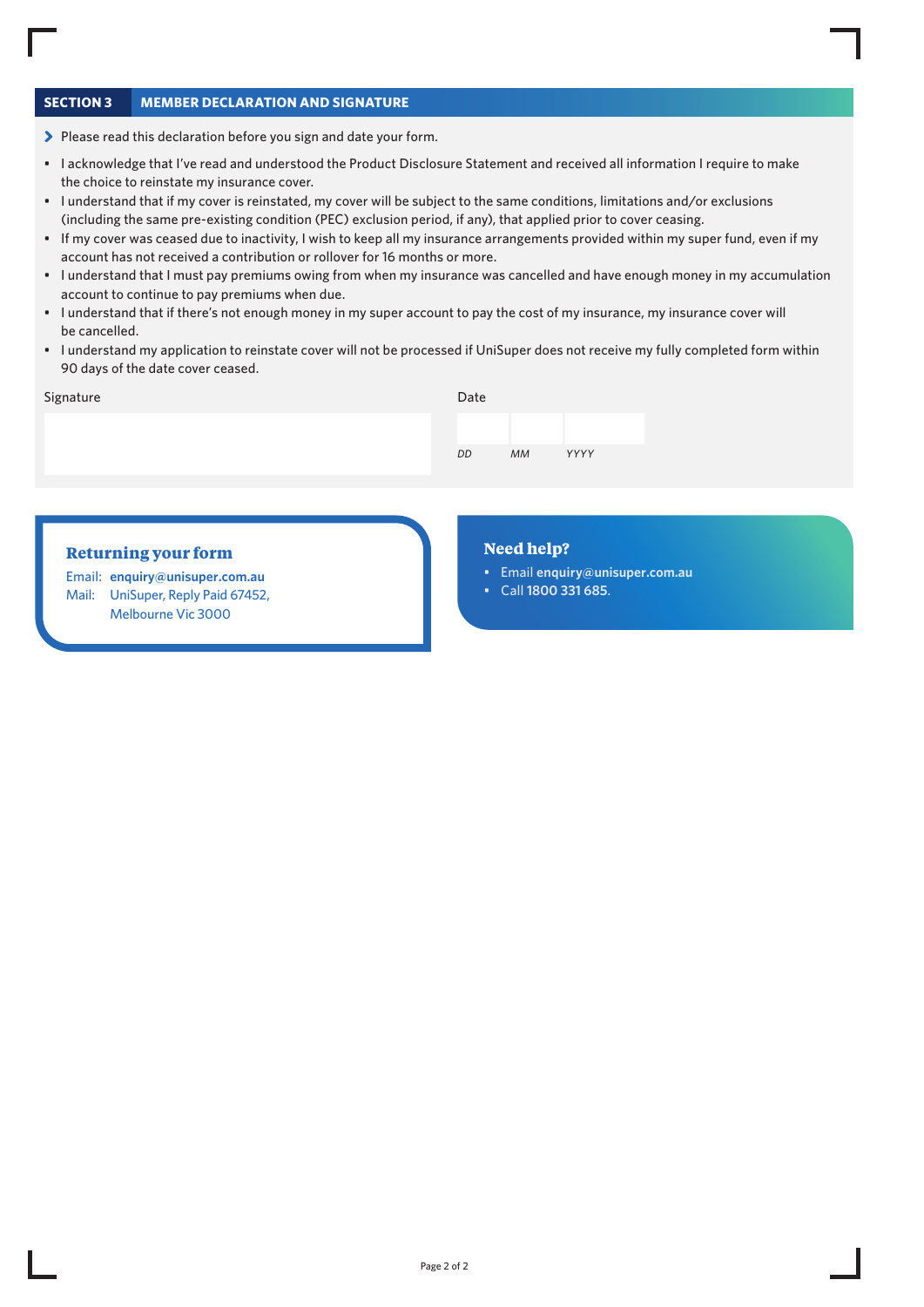## SECTION 3 MEMBER DECLARATION AND SIGNATURE

> Please read this declaration before you sign and date your form.

- I acknowledge that I've read and understood the Product Disclosure Statement and received all information I require to make the choice to reinstate my insurance cover.
- I understand that if my cover is reinstated, my cover will be subject to the same conditions, limitations and/or exclusions (including the same pre-existing condition (PEC) exclusion period, if any), that applied prior to cover ceasing.
- If my cover was ceased due to inactivity, I wish to keep all my insurance arrangements provided within my super fund, even if my account has not received a contribution or rollover for 16 months or more.
- I understand that I must pay premiums owing from when my insurance was cancelled and have enough money in my accumulation account to continue to pay premiums when due.
- I understand that if there's not enough money in my super account to pay the cost of my insurance, my insurance cover will be cancelled.
- I understand my application to reinstate cover will not be processed if UniSuper does not receive my fully completed form within 90 days of the date cover ceased.

Signature

Date

*DD* *MM* *YYYY*

### Returning your form

Email: **enquiry@unisuper.com.au**
Mail: UniSuper, Reply Paid 67452, Melbourne Vic 3000

### Need help?

- Email **enquiry@unisuper.com.au**
- Call **1800 331 685**.